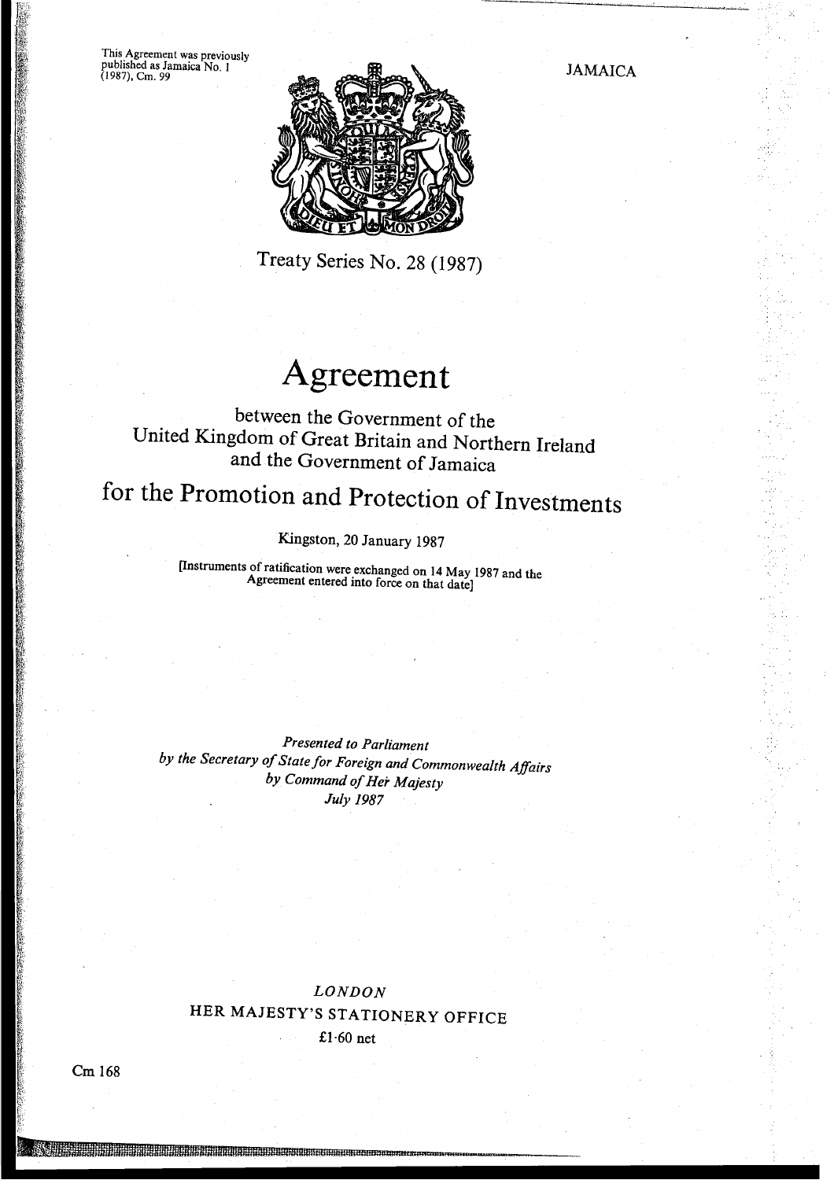This Agreement was previously published as Jamaica No. 1 (1987), Cm. 99

JAMAICA

Treaty Series No. 28 (1987)

# Agreement

between the Government of the United Kingdom of Great Britain and Northern Ireland and the Government of Jamaica

## for the Promotion and Protection of Investments

Kingston, 20 January 1987

[Instruments of ratification were exchanged on 14 May 1987 and the Agreement entered into force on that date]

*Presented to Parliament*
*by the Secretary of State for Foreign and Commonwealth Affairs*
*by Command of Her Majesty*
*July 1987*

*LONDON*
HER MAJESTY'S STATIONERY OFFICE
£1·60 net

Cm 168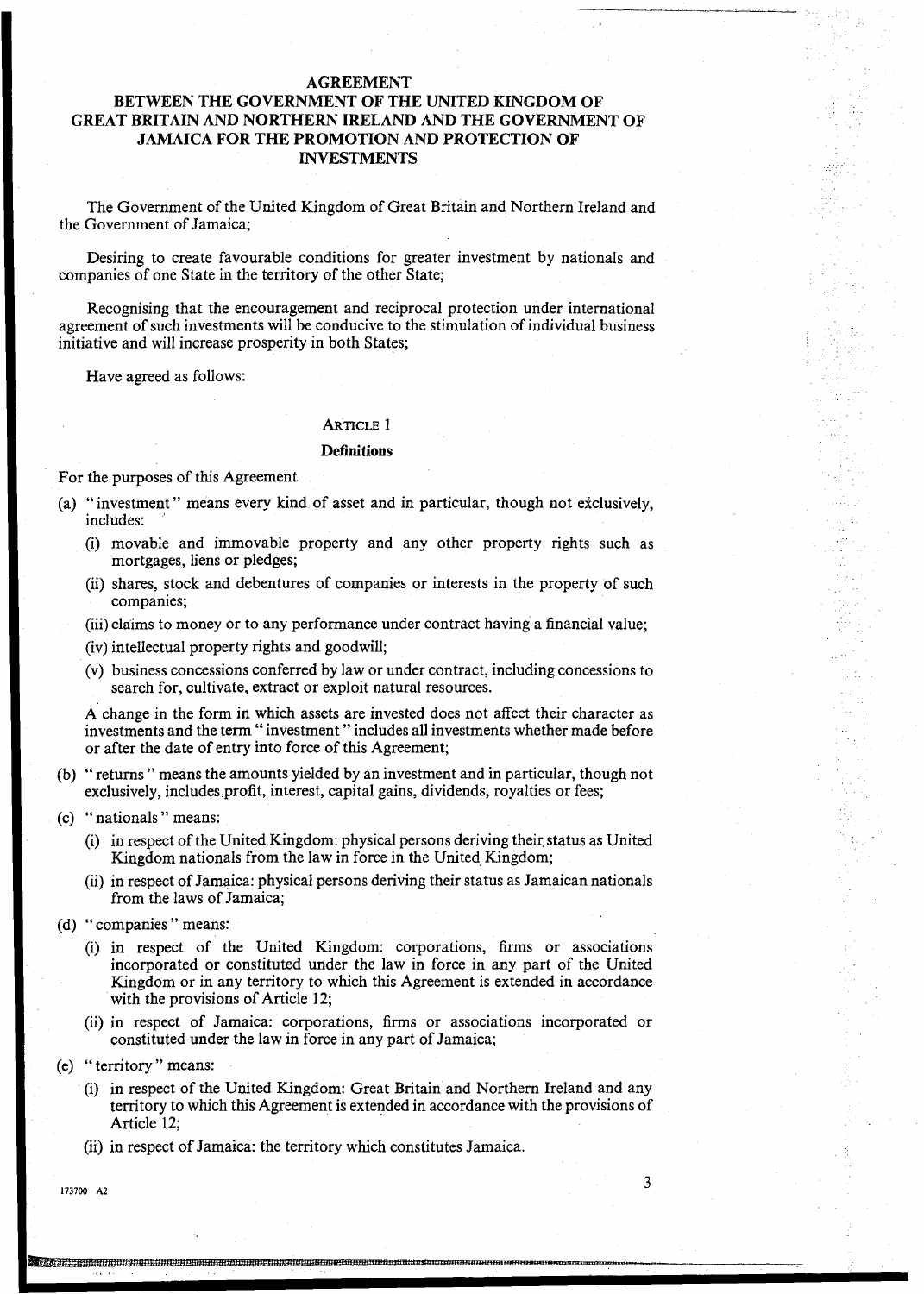# AGREEMENT

## BETWEEN THE GOVERNMENT OF THE UNITED KINGDOM OF GREAT BRITAIN AND NORTHERN IRELAND AND THE GOVERNMENT OF JAMAICA FOR THE PROMOTION AND PROTECTION OF INVESTMENTS

The Government of the United Kingdom of Great Britain and Northern Ireland and the Government of Jamaica;

Desiring to create favourable conditions for greater investment by nationals and companies of one State in the territory of the other State;

Recognising that the encouragement and reciprocal protection under international agreement of such investments will be conducive to the stimulation of individual business initiative and will increase prosperity in both States;

Have agreed as follows:

### ARTICLE 1

### Definitions

For the purposes of this Agreement

(a) " investment " means every kind of asset and in particular, though not exclusively, includes:

(i) movable and immovable property and any other property rights such as mortgages, liens or pledges;

(ii) shares, stock and debentures of companies or interests in the property of such companies;

(iii) claims to money or to any performance under contract having a financial value;

(iv) intellectual property rights and goodwill;

(v) business concessions conferred by law or under contract, including concessions to search for, cultivate, extract or exploit natural resources.

A change in the form in which assets are invested does not affect their character as investments and the term " investment " includes all investments whether made before or after the date of entry into force of this Agreement;

(b) " returns " means the amounts yielded by an investment and in particular, though not exclusively, includes profit, interest, capital gains, dividends, royalties or fees;

(c) " nationals " means:

(i) in respect of the United Kingdom: physical persons deriving their status as United Kingdom nationals from the law in force in the United Kingdom;

(ii) in respect of Jamaica: physical persons deriving their status as Jamaican nationals from the laws of Jamaica;

(d) " companies " means:

(i) in respect of the United Kingdom: corporations, firms or associations incorporated or constituted under the law in force in any part of the United Kingdom or in any territory to which this Agreement is extended in accordance with the provisions of Article 12;

(ii) in respect of Jamaica: corporations, firms or associations incorporated or constituted under the law in force in any part of Jamaica;

(e) " territory " means:

(i) in respect of the United Kingdom: Great Britain and Northern Ireland and any territory to which this Agreement is extended in accordance with the provisions of Article 12;

(ii) in respect of Jamaica: the territory which constitutes Jamaica.

173700 A2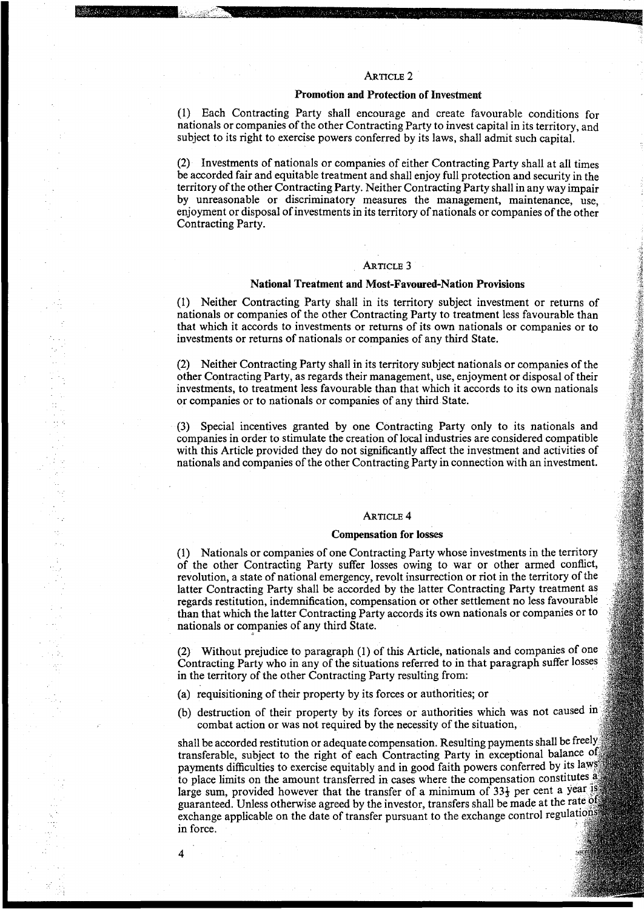## Article 2

### Promotion and Protection of Investment

(1) Each Contracting Party shall encourage and create favourable conditions for nationals or companies of the other Contracting Party to invest capital in its territory, and subject to its right to exercise powers conferred by its laws, shall admit such capital.

(2) Investments of nationals or companies of either Contracting Party shall at all times be accorded fair and equitable treatment and shall enjoy full protection and security in the territory of the other Contracting Party. Neither Contracting Party shall in any way impair by unreasonable or discriminatory measures the management, maintenance, use, enjoyment or disposal of investments in its territory of nationals or companies of the other Contracting Party.

## Article 3

### National Treatment and Most-Favoured-Nation Provisions

(1) Neither Contracting Party shall in its territory subject investment or returns of nationals or companies of the other Contracting Party to treatment less favourable than that which it accords to investments or returns of its own nationals or companies or to investments or returns of nationals or companies of any third State.

(2) Neither Contracting Party shall in its territory subject nationals or companies of the other Contracting Party, as regards their management, use, enjoyment or disposal of their investments, to treatment less favourable than that which it accords to its own nationals or companies or to nationals or companies of any third State.

(3) Special incentives granted by one Contracting Party only to its nationals and companies in order to stimulate the creation of local industries are considered compatible with this Article provided they do not significantly affect the investment and activities of nationals and companies of the other Contracting Party in connection with an investment.

## Article 4

### Compensation for losses

(1) Nationals or companies of one Contracting Party whose investments in the territory of the other Contracting Party suffer losses owing to war or other armed conflict, revolution, a state of national emergency, revolt insurrection or riot in the territory of the latter Contracting Party shall be accorded by the latter Contracting Party treatment as regards restitution, indemnification, compensation or other settlement no less favourable than that which the latter Contracting Party accords its own nationals or companies or to nationals or companies of any third State.

(2) Without prejudice to paragraph (1) of this Article, nationals and companies of one Contracting Party who in any of the situations referred to in that paragraph suffer losses in the territory of the other Contracting Party resulting from:

(a) requisitioning of their property by its forces or authorities; or

(b) destruction of their property by its forces or authorities which was not caused in combat action or was not required by the necessity of the situation,

shall be accorded restitution or adequate compensation. Resulting payments shall be freely transferable, subject to the right of each Contracting Party in exceptional balance of payments difficulties to exercise equitably and in good faith powers conferred by its laws to place limits on the amount transferred in cases where the compensation constitutes a large sum, provided however that the transfer of a minimum of 33⅓ per cent a year is guaranteed. Unless otherwise agreed by the investor, transfers shall be made at the rate of exchange applicable on the date of transfer pursuant to the exchange control regulations in force.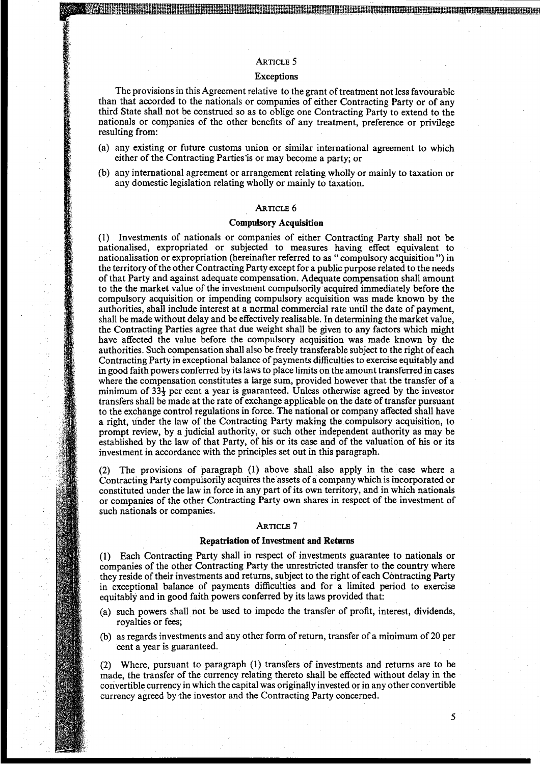### ARTICLE 5

### Exceptions

The provisions in this Agreement relative to the grant of treatment not less favourable than that accorded to the nationals or companies of either Contracting Party or of any third State shall not be construed so as to oblige one Contracting Party to extend to the nationals or companies of the other benefits of any treatment, preference or privilege resulting from:

(a) any existing or future customs union or similar international agreement to which either of the Contracting Parties is or may become a party; or

(b) any international agreement or arrangement relating wholly or mainly to taxation or any domestic legislation relating wholly or mainly to taxation.

### ARTICLE 6

### Compulsory Acquisition

(1) Investments of nationals or companies of either Contracting Party shall not be nationalised, expropriated or subjected to measures having effect equivalent to nationalisation or expropriation (hereinafter referred to as "compulsory acquisition") in the territory of the other Contracting Party except for a public purpose related to the needs of that Party and against adequate compensation. Adequate compensation shall amount to the the market value of the investment compulsorily acquired immediately before the compulsory acquisition or impending compulsory acquisition was made known by the authorities, shall include interest at a normal commercial rate until the date of payment, shall be made without delay and be effectively realisable. In determining the market value, the Contracting Parties agree that due weight shall be given to any factors which might have affected the value before the compulsory acquisition was made known by the authorities. Such compensation shall also be freely transferable subject to the right of each Contracting Party in exceptional balance of payments difficulties to exercise equitably and in good faith powers conferred by its laws to place limits on the amount transferred in cases where the compensation constitutes a large sum, provided however that the transfer of a minimum of 33⅓ per cent a year is guaranteed. Unless otherwise agreed by the investor transfers shall be made at the rate of exchange applicable on the date of transfer pursuant to the exchange control regulations in force. The national or company affected shall have a right, under the law of the Contracting Party making the compulsory acquisition, to prompt review, by a judicial authority, or such other independent authority as may be established by the law of that Party, of his or its case and of the valuation of his or its investment in accordance with the principles set out in this paragraph.

(2) The provisions of paragraph (1) above shall also apply in the case where a Contracting Party compulsorily acquires the assets of a company which is incorporated or constituted under the law in force in any part of its own territory, and in which nationals or companies of the other Contracting Party own shares in respect of the investment of such nationals or companies.

### ARTICLE 7

### Repatriation of Investment and Returns

(1) Each Contracting Party shall in respect of investments guarantee to nationals or companies of the other Contracting Party the unrestricted transfer to the country where they reside of their investments and returns, subject to the right of each Contracting Party in exceptional balance of payments difficulties and for a limited period to exercise equitably and in good faith powers conferred by its laws provided that:

(a) such powers shall not be used to impede the transfer of profit, interest, dividends, royalties or fees;

(b) as regards investments and any other form of return, transfer of a minimum of 20 per cent a year is guaranteed.

(2) Where, pursuant to paragraph (1) transfers of investments and returns are to be made, the transfer of the currency relating thereto shall be effected without delay in the convertible currency in which the capital was originally invested or in any other convertible currency agreed by the investor and the Contracting Party concerned.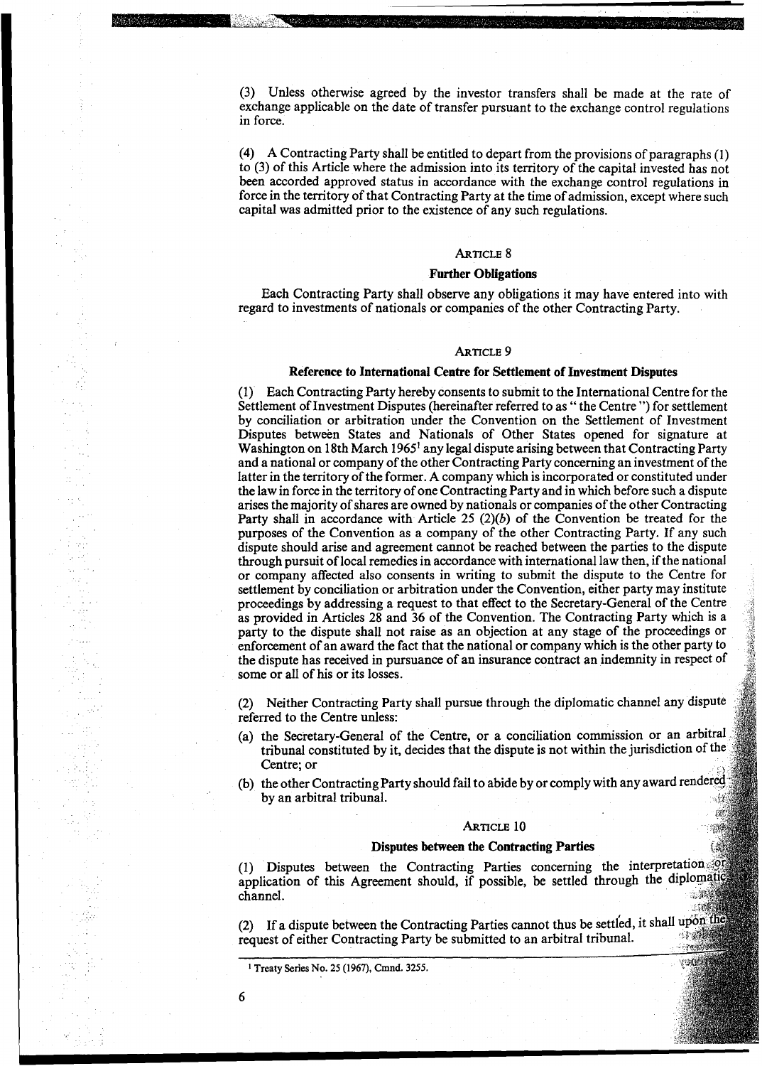(3) Unless otherwise agreed by the investor transfers shall be made at the rate of exchange applicable on the date of transfer pursuant to the exchange control regulations in force.

(4) A Contracting Party shall be entitled to depart from the provisions of paragraphs (1) to (3) of this Article where the admission into its territory of the capital invested has not been accorded approved status in accordance with the exchange control regulations in force in the territory of that Contracting Party at the time of admission, except where such capital was admitted prior to the existence of any such regulations.

## ARTICLE 8

### Further Obligations

Each Contracting Party shall observe any obligations it may have entered into with regard to investments of nationals or companies of the other Contracting Party.

## ARTICLE 9

### Reference to International Centre for Settlement of Investment Disputes

(1) Each Contracting Party hereby consents to submit to the International Centre for the Settlement of Investment Disputes (hereinafter referred to as " the Centre ") for settlement by conciliation or arbitration under the Convention on the Settlement of Investment Disputes between States and Nationals of Other States opened for signature at Washington on 18th March 1965[1] any legal dispute arising between that Contracting Party and a national or company of the other Contracting Party concerning an investment of the latter in the territory of the former. A company which is incorporated or constituted under the law in force in the territory of one Contracting Party and in which before such a dispute arises the majority of shares are owned by nationals or companies of the other Contracting Party shall in accordance with Article 25 (2)(*b*) of the Convention be treated for the purposes of the Convention as a company of the other Contracting Party. If any such dispute should arise and agreement cannot be reached between the parties to the dispute through pursuit of local remedies in accordance with international law then, if the national or company affected also consents in writing to submit the dispute to the Centre for settlement by conciliation or arbitration under the Convention, either party may institute proceedings by addressing a request to that effect to the Secretary-General of the Centre as provided in Articles 28 and 36 of the Convention. The Contracting Party which is a party to the dispute shall not raise as an objection at any stage of the proceedings or enforcement of an award the fact that the national or company which is the other party to the dispute has received in pursuance of an insurance contract an indemnity in respect of some or all of his or its losses.

(2) Neither Contracting Party shall pursue through the diplomatic channel any dispute referred to the Centre unless:

(a) the Secretary-General of the Centre, or a conciliation commission or an arbitral tribunal constituted by it, decides that the dispute is not within the jurisdiction of the Centre; or

(b) the other Contracting Party should fail to abide by or comply with any award rendered by an arbitral tribunal.

## ARTICLE 10

### Disputes between the Contracting Parties

(1) Disputes between the Contracting Parties concerning the interpretation or application of this Agreement should, if possible, be settled through the diplomatic channel.

(2) If a dispute between the Contracting Parties cannot thus be settled, it shall upon the request of either Contracting Party be submitted to an arbitral tribunal.

[1] Treaty Series No. 25 (1967), Cmnd. 3255.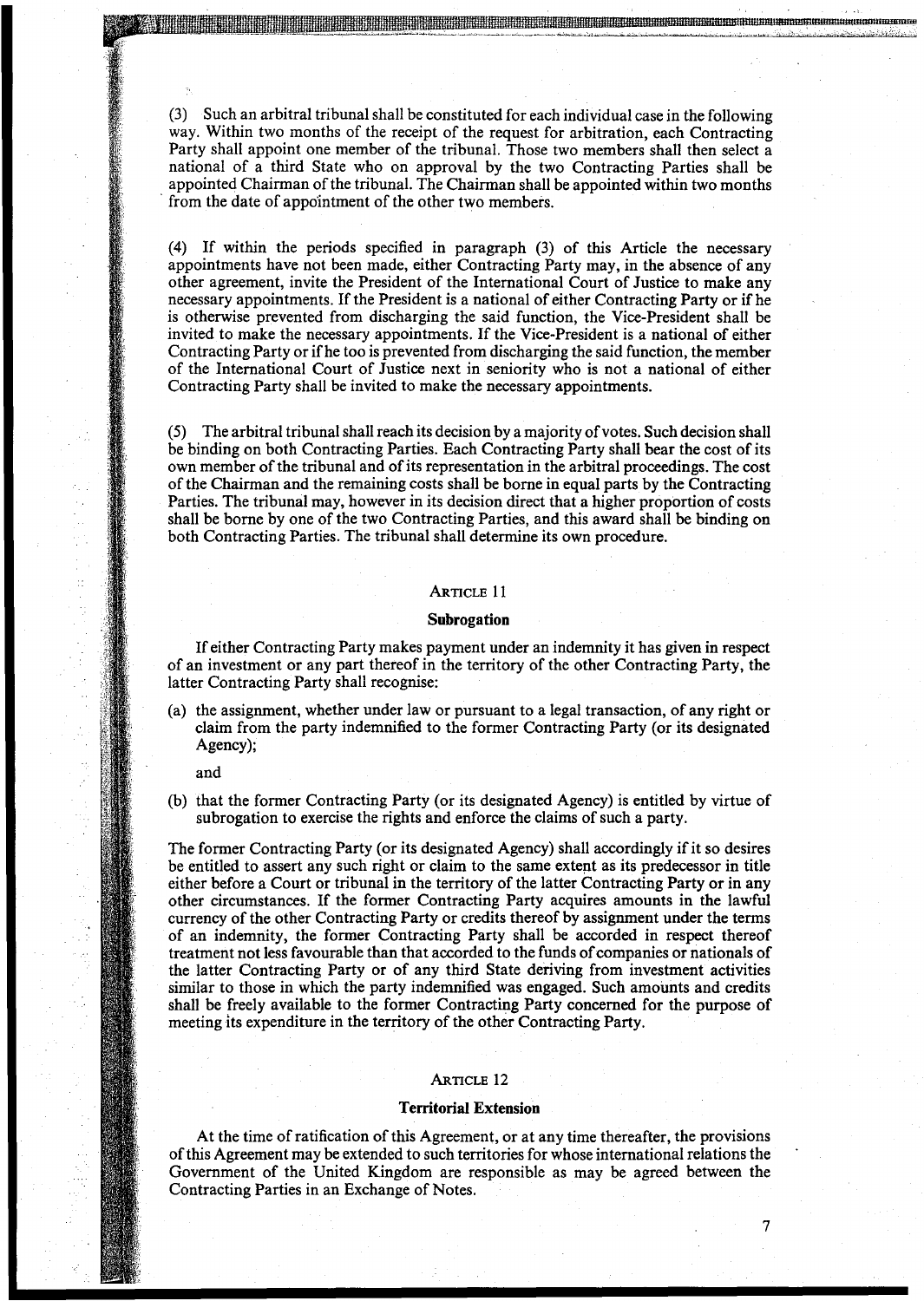(3) Such an arbitral tribunal shall be constituted for each individual case in the following way. Within two months of the receipt of the request for arbitration, each Contracting Party shall appoint one member of the tribunal. Those two members shall then select a national of a third State who on approval by the two Contracting Parties shall be appointed Chairman of the tribunal. The Chairman shall be appointed within two months from the date of appointment of the other two members.

(4) If within the periods specified in paragraph (3) of this Article the necessary appointments have not been made, either Contracting Party may, in the absence of any other agreement, invite the President of the International Court of Justice to make any necessary appointments. If the President is a national of either Contracting Party or if he is otherwise prevented from discharging the said function, the Vice-President shall be invited to make the necessary appointments. If the Vice-President is a national of either Contracting Party or if he too is prevented from discharging the said function, the member of the International Court of Justice next in seniority who is not a national of either Contracting Party shall be invited to make the necessary appointments.

(5) The arbitral tribunal shall reach its decision by a majority of votes. Such decision shall be binding on both Contracting Parties. Each Contracting Party shall bear the cost of its own member of the tribunal and of its representation in the arbitral proceedings. The cost of the Chairman and the remaining costs shall be borne in equal parts by the Contracting Parties. The tribunal may, however in its decision direct that a higher proportion of costs shall be borne by one of the two Contracting Parties, and this award shall be binding on both Contracting Parties. The tribunal shall determine its own procedure.

## ARTICLE 11

### Subrogation

If either Contracting Party makes payment under an indemnity it has given in respect of an investment or any part thereof in the territory of the other Contracting Party, the latter Contracting Party shall recognise:

(a) the assignment, whether under law or pursuant to a legal transaction, of any right or claim from the party indemnified to the former Contracting Party (or its designated Agency);

and

(b) that the former Contracting Party (or its designated Agency) is entitled by virtue of subrogation to exercise the rights and enforce the claims of such a party.

The former Contracting Party (or its designated Agency) shall accordingly if it so desires be entitled to assert any such right or claim to the same extent as its predecessor in title either before a Court or tribunal in the territory of the latter Contracting Party or in any other circumstances. If the former Contracting Party acquires amounts in the lawful currency of the other Contracting Party or credits thereof by assignment under the terms of an indemnity, the former Contracting Party shall be accorded in respect thereof treatment not less favourable than that accorded to the funds of companies or nationals of the latter Contracting Party or of any third State deriving from investment activities similar to those in which the party indemnified was engaged. Such amounts and credits shall be freely available to the former Contracting Party concerned for the purpose of meeting its expenditure in the territory of the other Contracting Party.

## ARTICLE 12

### Territorial Extension

At the time of ratification of this Agreement, or at any time thereafter, the provisions of this Agreement may be extended to such territories for whose international relations the Government of the United Kingdom are responsible as may be agreed between the Contracting Parties in an Exchange of Notes.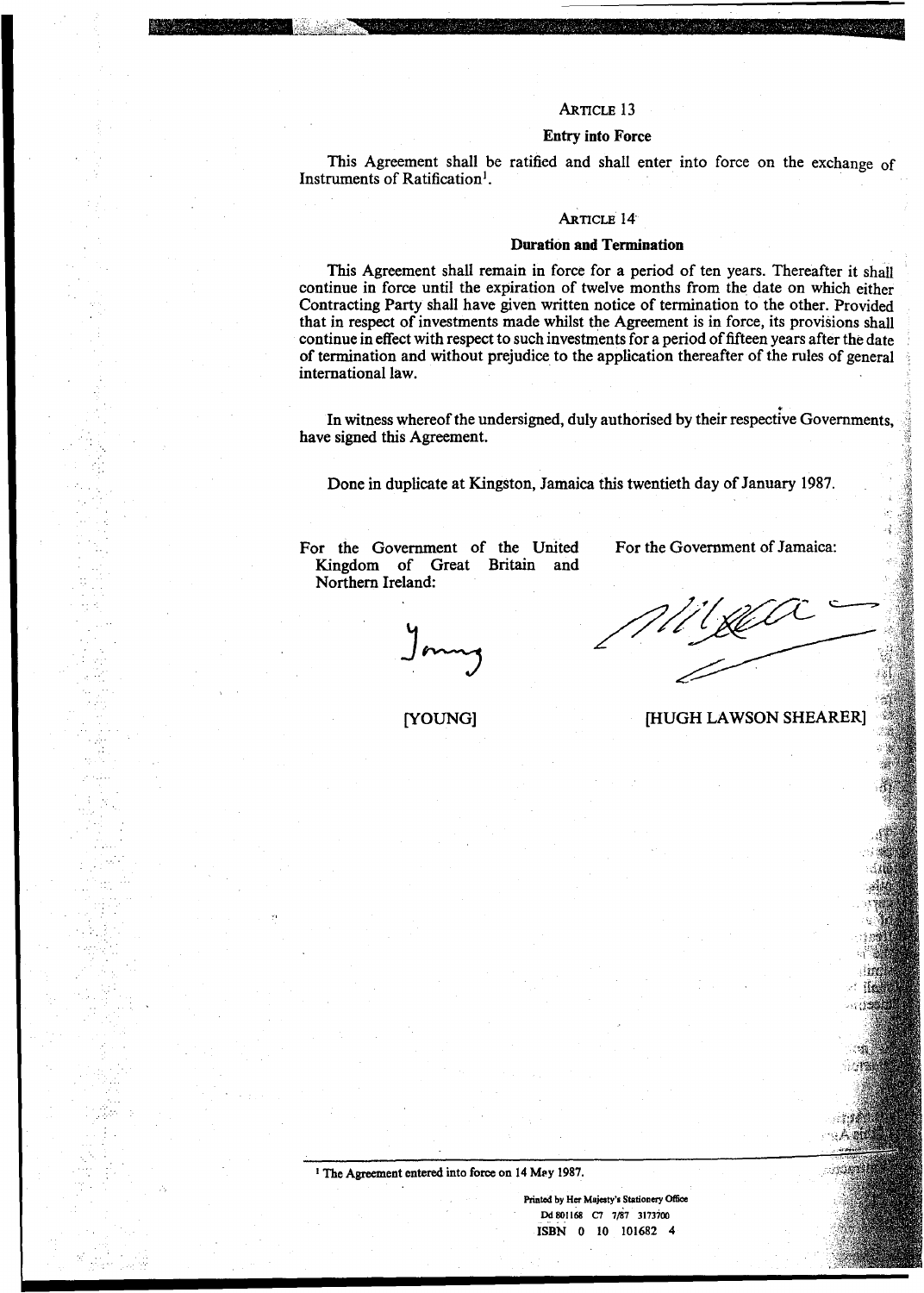## ARTICLE 13

### Entry into Force

This Agreement shall be ratified and shall enter into force on the exchange of Instruments of Ratification[1].

## ARTICLE 14

### Duration and Termination

This Agreement shall remain in force for a period of ten years. Thereafter it shall continue in force until the expiration of twelve months from the date on which either Contracting Party shall have given written notice of termination to the other. Provided that in respect of investments made whilst the Agreement is in force, its provisions shall continue in effect with respect to such investments for a period of fifteen years after the date of termination and without prejudice to the application thereafter of the rules of general international law.

In witness whereof the undersigned, duly authorised by their respective Governments, have signed this Agreement.

Done in duplicate at Kingston, Jamaica this twentieth day of January 1987.

For the Government of the United Kingdom of Great Britain and Northern Ireland:

[YOUNG]

For the Government of Jamaica:

[HUGH LAWSON SHEARER]

[1] The Agreement entered into force on 14 May 1987.

Printed by Her Majesty's Stationery Office
Dd 801168 C7 7/87 3173700
ISBN 0 10 101682 4